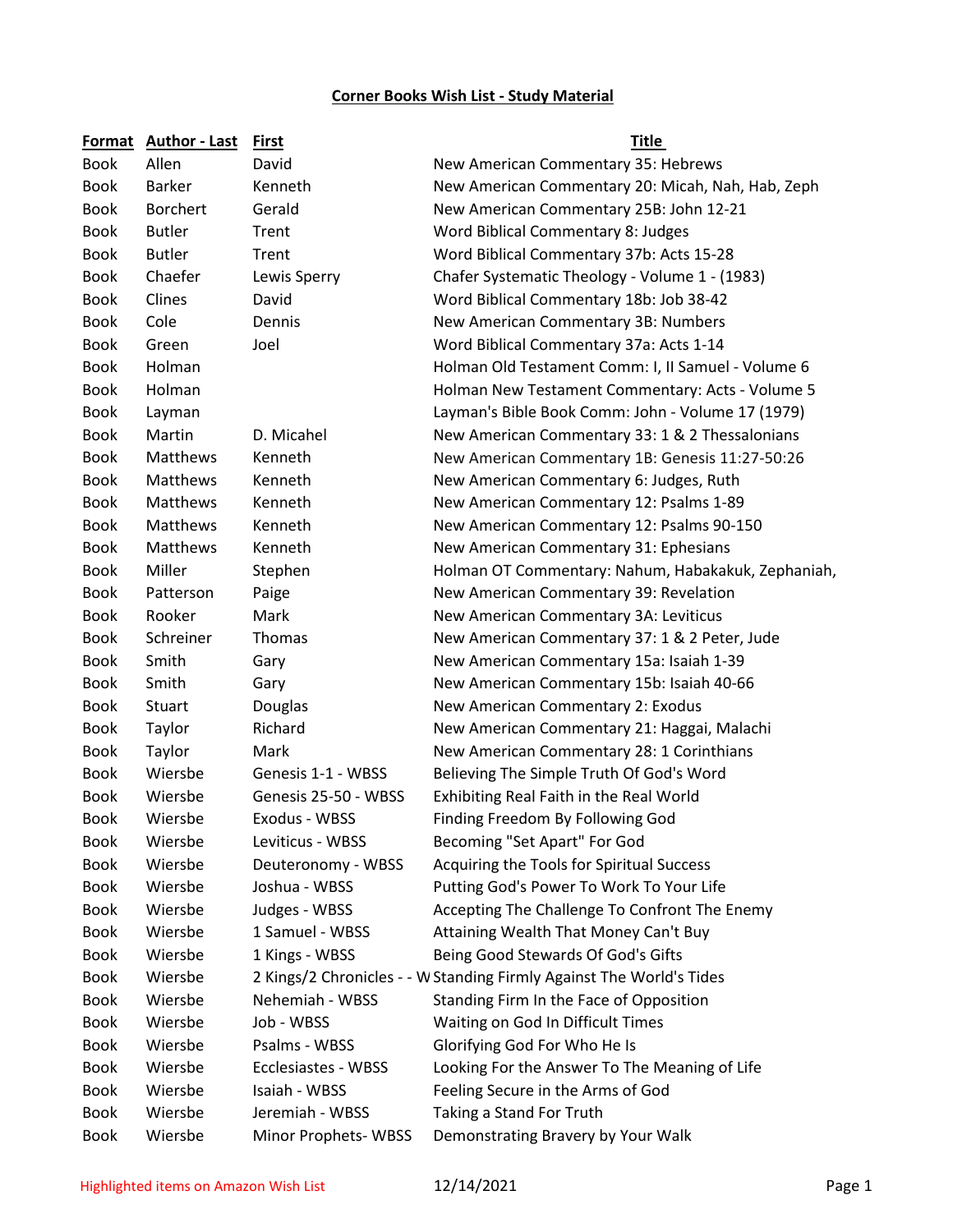# Corner Books Wish List - Study Material

| Format | Author - Last | First | Title |
|---|---|---|---|
| Book | Allen | David | New American Commentary 35: Hebrews |
| Book | Barker | Kenneth | New American Commentary 20: Micah, Nah, Hab, Zeph |
| Book | Borchert | Gerald | New American Commentary 25B: John 12-21 |
| Book | Butler | Trent | Word Biblical Commentary 8: Judges |
| Book | Butler | Trent | Word Biblical Commentary 37b: Acts 15-28 |
| Book | Chaefer | Lewis Sperry | Chafer Systematic Theology - Volume 1 - (1983) |
| Book | Clines | David | Word Biblical Commentary 18b: Job 38-42 |
| Book | Cole | Dennis | New American Commentary 3B: Numbers |
| Book | Green | Joel | Word Biblical Commentary 37a: Acts 1-14 |
| Book | Holman | | Holman Old Testament Comm: I, II Samuel - Volume 6 |
| Book | Holman | | Holman New Testament Commentary: Acts - Volume 5 |
| Book | Layman | | Layman's Bible Book Comm: John - Volume 17 (1979) |
| Book | Martin | D. Micahel | New American Commentary 33: 1 & 2 Thessalonians |
| Book | Matthews | Kenneth | New American Commentary 1B: Genesis 11:27-50:26 |
| Book | Matthews | Kenneth | New American Commentary 6: Judges, Ruth |
| Book | Matthews | Kenneth | New American Commentary 12: Psalms 1-89 |
| Book | Matthews | Kenneth | New American Commentary 12: Psalms 90-150 |
| Book | Matthews | Kenneth | New American Commentary 31: Ephesians |
| Book | Miller | Stephen | Holman OT Commentary: Nahum, Habakakuk, Zephaniah, |
| Book | Patterson | Paige | New American Commentary 39: Revelation |
| Book | Rooker | Mark | New American Commentary 3A: Leviticus |
| Book | Schreiner | Thomas | New American Commentary 37: 1 & 2 Peter, Jude |
| Book | Smith | Gary | New American Commentary 15a: Isaiah 1-39 |
| Book | Smith | Gary | New American Commentary 15b: Isaiah 40-66 |
| Book | Stuart | Douglas | New American Commentary 2: Exodus |
| Book | Taylor | Richard | New American Commentary 21: Haggai, Malachi |
| Book | Taylor | Mark | New American Commentary 28: 1 Corinthians |
| Book | Wiersbe | Genesis 1-1 - WBSS | Believing The Simple Truth Of God's Word |
| Book | Wiersbe | Genesis 25-50 - WBSS | Exhibiting Real Faith in the Real World |
| Book | Wiersbe | Exodus - WBSS | Finding Freedom By Following God |
| Book | Wiersbe | Leviticus - WBSS | Becoming "Set Apart" For God |
| Book | Wiersbe | Deuteronomy - WBSS | Acquiring the Tools for Spiritual Success |
| Book | Wiersbe | Joshua - WBSS | Putting God's Power To Work To Your Life |
| Book | Wiersbe | Judges - WBSS | Accepting The Challenge To Confront The Enemy |
| Book | Wiersbe | 1 Samuel - WBSS | Attaining Wealth That Money Can't Buy |
| Book | Wiersbe | 1 Kings - WBSS | Being Good Stewards Of God's Gifts |
| Book | Wiersbe | 2 Kings/2 Chronicles - - W | Standing Firmly Against The World's Tides |
| Book | Wiersbe | Nehemiah - WBSS | Standing Firm In the Face of Opposition |
| Book | Wiersbe | Job - WBSS | Waiting on God In Difficult Times |
| Book | Wiersbe | Psalms - WBSS | Glorifying God For Who He Is |
| Book | Wiersbe | Ecclesiastes - WBSS | Looking For the Answer To The Meaning of Life |
| Book | Wiersbe | Isaiah - WBSS | Feeling Secure in the Arms of God |
| Book | Wiersbe | Jeremiah - WBSS | Taking a Stand For Truth |
| Book | Wiersbe | Minor Prophets- WBSS | Demonstrating Bravery by Your Walk |

Highlighted items on Amazon Wish List

12/14/2021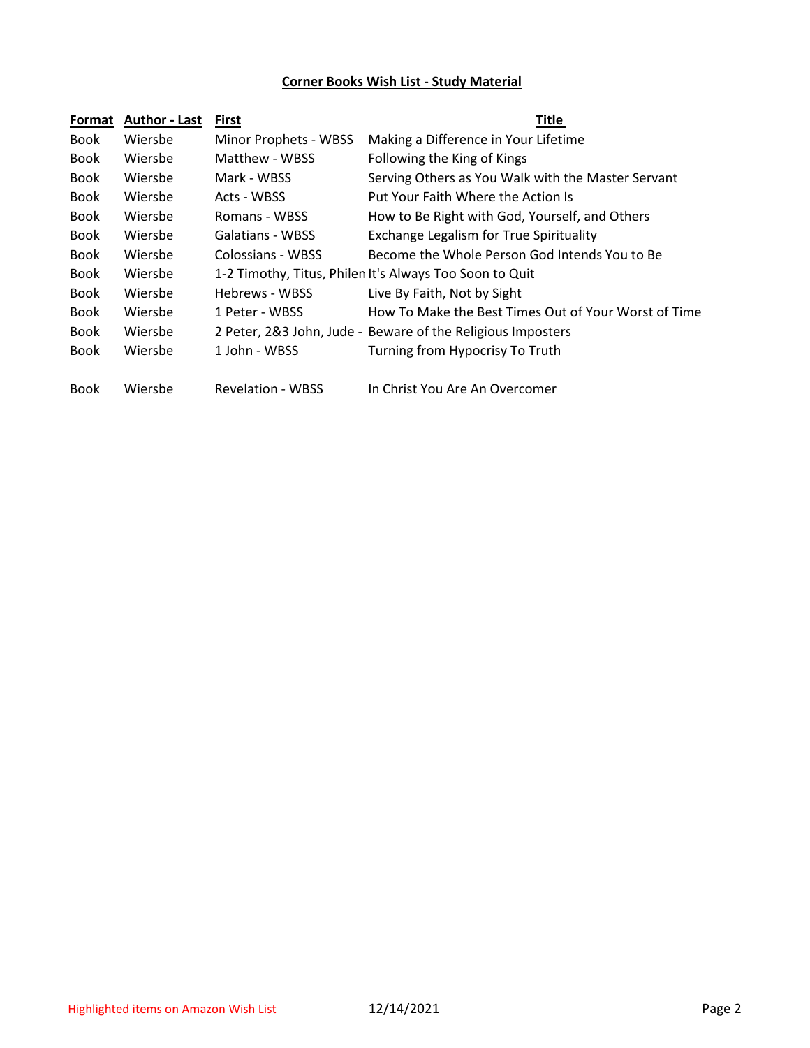# Corner Books Wish List - Study Material

| Format | Author - Last | First | Title |
|---|---|---|---|
| Book | Wiersbe | Minor Prophets - WBSS | Making a Difference in Your Lifetime |
| Book | Wiersbe | Matthew - WBSS | Following the King of Kings |
| Book | Wiersbe | Mark - WBSS | Serving Others as You Walk with the Master Servant |
| Book | Wiersbe | Acts - WBSS | Put Your Faith Where the Action Is |
| Book | Wiersbe | Romans - WBSS | How to Be Right with God, Yourself, and Others |
| Book | Wiersbe | Galatians - WBSS | Exchange Legalism for True Spirituality |
| Book | Wiersbe | Colossians - WBSS | Become the Whole Person God Intends You to Be |
| Book | Wiersbe | 1-2 Timothy, Titus, Philen | It's Always Too Soon to Quit |
| Book | Wiersbe | Hebrews - WBSS | Live By Faith, Not by Sight |
| Book | Wiersbe | 1 Peter - WBSS | How To Make the Best Times Out of Your Worst of Time |
| Book | Wiersbe | 2 Peter, 2&3 John, Jude - | Beware of the Religious Imposters |
| Book | Wiersbe | 1 John - WBSS | Turning from Hypocrisy To Truth |
| Book | Wiersbe | Revelation - WBSS | In Christ You Are An Overcomer |

Highlighted items on Amazon Wish List

12/14/2021